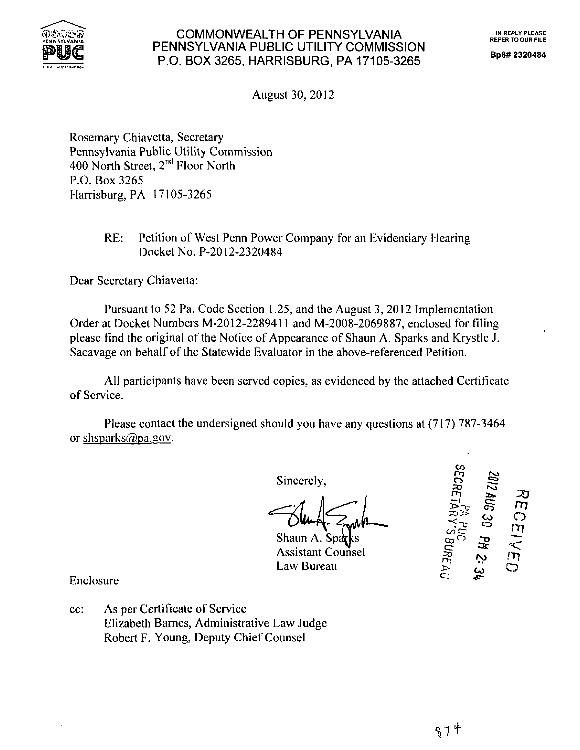# COMMONWEALTH OF PENNSYLVANIA
# PENNSYLVANIA PUBLIC UTILITY COMMISSION
# P.O. BOX 3265, HARRISBURG, PA 17105-3265

IN REPLY PLEASE REFER TO OUR FILE

Bp8# 2320484

August 30, 2012

Rosemary Chiavetta, Secretary
Pennsylvania Public Utility Commission
400 North Street, 2nd Floor North
P.O. Box 3265
Harrisburg, PA 17105-3265

RE: Petition of West Penn Power Company for an Evidentiary Hearing
Docket No. P-2012-2320484

Dear Secretary Chiavetta:

Pursuant to 52 Pa. Code Section 1.25, and the August 3, 2012 Implementation Order at Docket Numbers M-2012-2289411 and M-2008-2069887, enclosed for filing please find the original of the Notice of Appearance of Shaun A. Sparks and Krystle J. Sacavage on behalf of the Statewide Evaluator in the above-referenced Petition.

All participants have been served copies, as evidenced by the attached Certificate of Service.

Please contact the undersigned should you have any questions at (717) 787-3464 or shsparks@pa.gov.

Sincerely,

Shaun A. Sparks
Assistant Counsel
Law Bureau

RECEIVED
2012 AUG 30 PM 2:34
PA PUC
SECRETARY'S BUREAU

Enclosure

cc: As per Certificate of Service
Elizabeth Barnes, Administrative Law Judge
Robert F. Young, Deputy Chief Counsel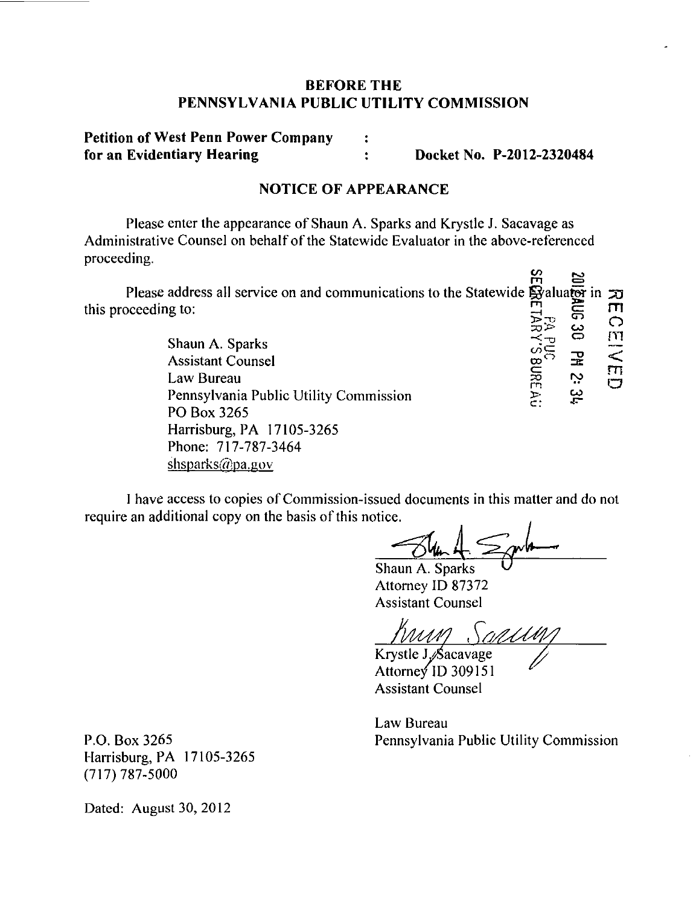# BEFORE THE PENNSYLVANIA PUBLIC UTILITY COMMISSION

**Petition of West Penn Power Company for an Evidentiary Hearing** : : **Docket No. P-2012-2320484**

## NOTICE OF APPEARANCE

Please enter the appearance of Shaun A. Sparks and Krystle J. Sacavage as Administrative Counsel on behalf of the Statewide Evaluator in the above-referenced proceeding.

Please address all service on and communications to the Statewide Evaluator in this proceeding to:

> Shaun A. Sparks
> Assistant Counsel
> Law Bureau
> Pennsylvania Public Utility Commission
> PO Box 3265
> Harrisburg, PA 17105-3265
> Phone: 717-787-3464
> shsparks@pa.gov

RECEIVED 2012 AUG 30 PM 2:34 PA PUC SECRETARY'S BUREAU

I have access to copies of Commission-issued documents in this matter and do not require an additional copy on the basis of this notice.

Shaun A. Sparks
Attorney ID 87372
Assistant Counsel

Krystle J. Sacavage
Attorney ID 309151
Assistant Counsel

Law Bureau
Pennsylvania Public Utility Commission

P.O. Box 3265
Harrisburg, PA 17105-3265
(717) 787-5000

Dated: August 30, 2012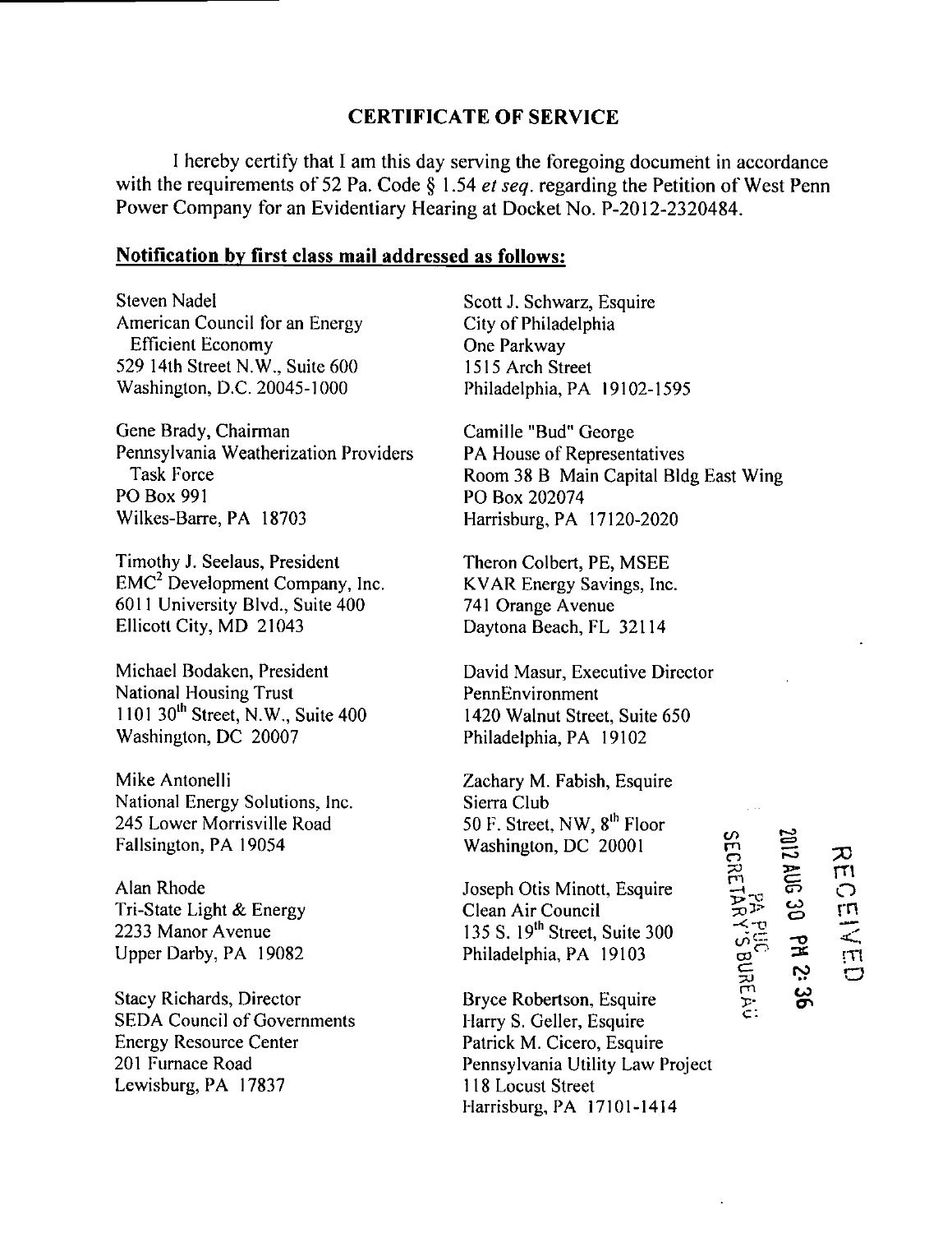## CERTIFICATE OF SERVICE

I hereby certify that I am this day serving the foregoing document in accordance with the requirements of 52 Pa. Code § 1.54 *et seq.* regarding the Petition of West Penn Power Company for an Evidentiary Hearing at Docket No. P-2012-2320484.

**Notification by first class mail addressed as follows:**

Steven Nadel
American Council for an Energy Efficient Economy
529 14th Street N.W., Suite 600
Washington, D.C. 20045-1000

Gene Brady, Chairman
Pennsylvania Weatherization Providers Task Force
PO Box 991
Wilkes-Barre, PA 18703

Timothy J. Seelaus, President
EMC$^2$ Development Company, Inc.
6011 University Blvd., Suite 400
Ellicott City, MD 21043

Michael Bodaken, President
National Housing Trust
1101 30th Street, N.W., Suite 400
Washington, DC 20007

Mike Antonelli
National Energy Solutions, Inc.
245 Lower Morrisville Road
Fallsington, PA 19054

Alan Rhode
Tri-State Light & Energy
2233 Manor Avenue
Upper Darby, PA 19082

Stacy Richards, Director
SEDA Council of Governments
Energy Resource Center
201 Furnace Road
Lewisburg, PA 17837

Scott J. Schwarz, Esquire
City of Philadelphia
One Parkway
1515 Arch Street
Philadelphia, PA 19102-1595

Camille "Bud" George
PA House of Representatives
Room 38 B Main Capital Bldg East Wing
PO Box 202074
Harrisburg, PA 17120-2020

Theron Colbert, PE, MSEE
KVAR Energy Savings, Inc.
741 Orange Avenue
Daytona Beach, FL 32114

David Masur, Executive Director
PennEnvironment
1420 Walnut Street, Suite 650
Philadelphia, PA 19102

Zachary M. Fabish, Esquire
Sierra Club
50 F. Street, NW, 8th Floor
Washington, DC 20001

Joseph Otis Minott, Esquire
Clean Air Council
135 S. 19th Street, Suite 300
Philadelphia, PA 19103

Bryce Robertson, Esquire
Harry S. Geller, Esquire
Patrick M. Cicero, Esquire
Pennsylvania Utility Law Project
118 Locust Street
Harrisburg, PA 17101-1414

RECEIVED
2012 AUG 30 PM 2:36
PA PUC
SECRETARY'S BUREAU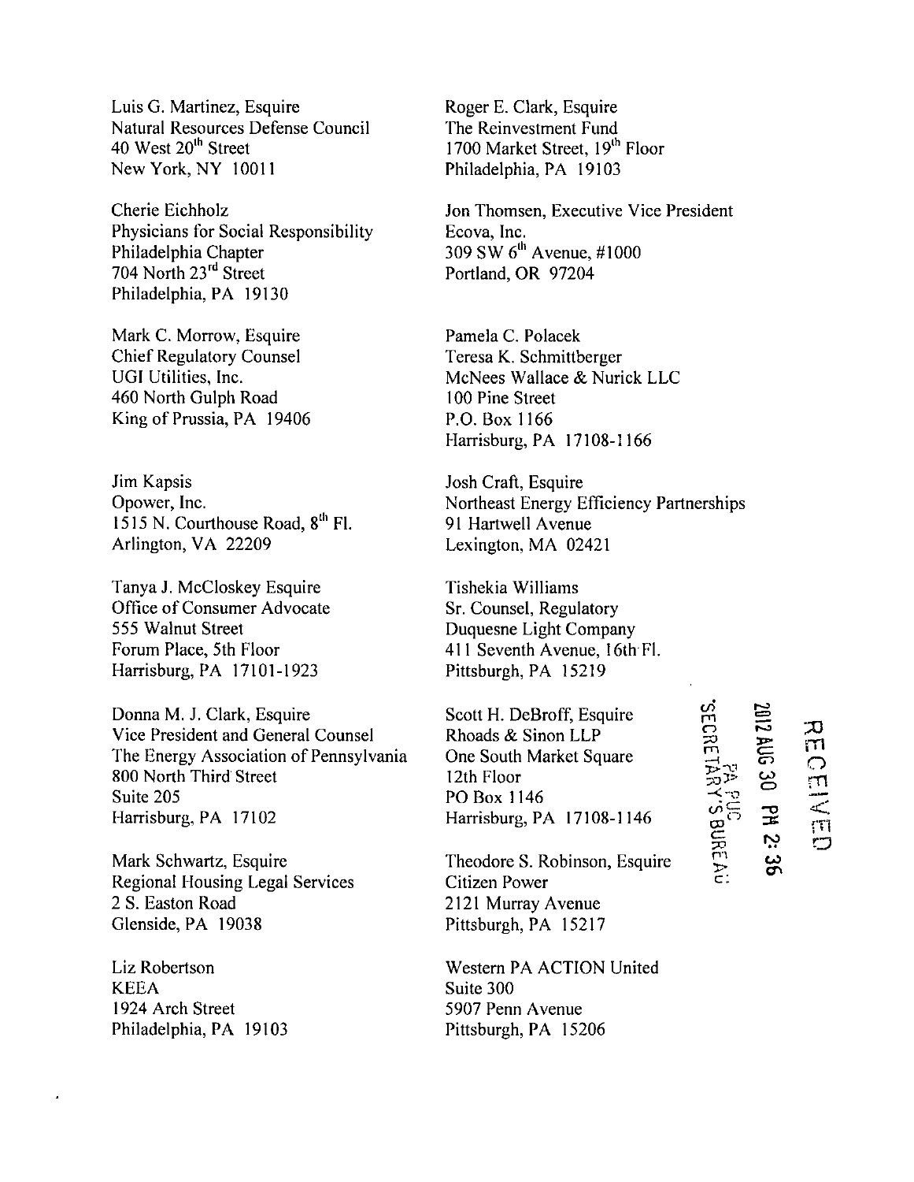Luis G. Martinez, Esquire
Natural Resources Defense Council
40 West 20th Street
New York, NY 10011

Cherie Eichholz
Physicians for Social Responsibility
Philadelphia Chapter
704 North 23rd Street
Philadelphia, PA 19130

Mark C. Morrow, Esquire
Chief Regulatory Counsel
UGI Utilities, Inc.
460 North Gulph Road
King of Prussia, PA 19406

Jim Kapsis
Opower, Inc.
1515 N. Courthouse Road, 8th Fl.
Arlington, VA 22209

Tanya J. McCloskey Esquire
Office of Consumer Advocate
555 Walnut Street
Forum Place, 5th Floor
Harrisburg, PA 17101-1923

Donna M. J. Clark, Esquire
Vice President and General Counsel
The Energy Association of Pennsylvania
800 North Third Street
Suite 205
Harrisburg, PA 17102

Mark Schwartz, Esquire
Regional Housing Legal Services
2 S. Easton Road
Glenside, PA 19038

Liz Robertson
KEEA
1924 Arch Street
Philadelphia, PA 19103

Roger E. Clark, Esquire
The Reinvestment Fund
1700 Market Street, 19th Floor
Philadelphia, PA 19103

Jon Thomsen, Executive Vice President
Ecova, Inc.
309 SW 6th Avenue, #1000
Portland, OR 97204

Pamela C. Polacek
Teresa K. Schmittberger
McNees Wallace & Nurick LLC
100 Pine Street
P.O. Box 1166
Harrisburg, PA 17108-1166

Josh Craft, Esquire
Northeast Energy Efficiency Partnerships
91 Hartwell Avenue
Lexington, MA 02421

Tishekia Williams
Sr. Counsel, Regulatory
Duquesne Light Company
411 Seventh Avenue, 16th Fl.
Pittsburgh, PA 15219

Scott H. DeBroff, Esquire
Rhoads & Sinon LLP
One South Market Square
12th Floor
PO Box 1146
Harrisburg, PA 17108-1146

Theodore S. Robinson, Esquire
Citizen Power
2121 Murray Avenue
Pittsburgh, PA 15217

Western PA ACTION United
Suite 300
5907 Penn Avenue
Pittsburgh, PA 15206

RECEIVED
2012 AUG 30 PM 2:36
PA PUC
SECRETARY'S BUREAU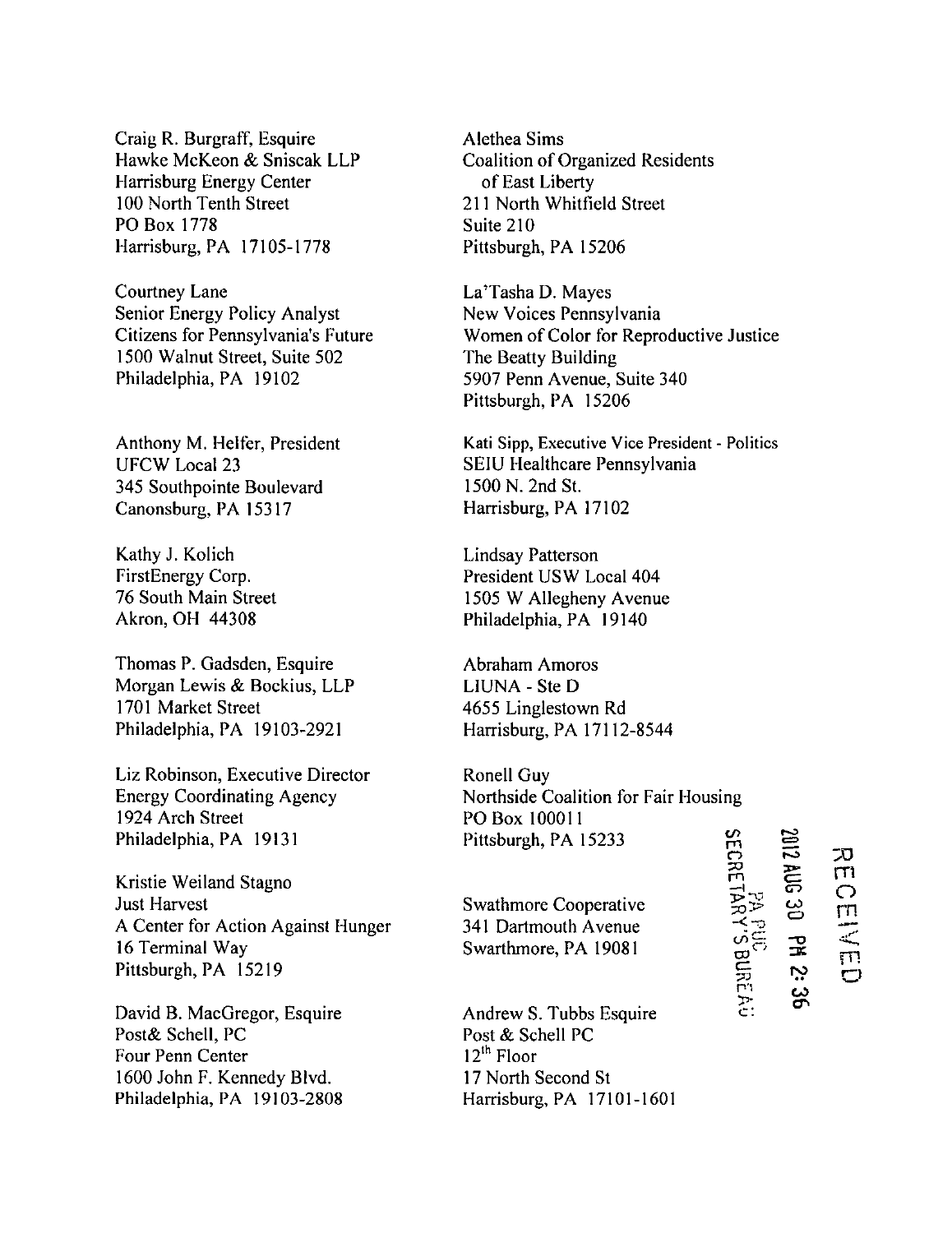Craig R. Burgraff, Esquire
Hawke McKeon & Sniscak LLP
Harrisburg Energy Center
100 North Tenth Street
PO Box 1778
Harrisburg, PA 17105-1778

Courtney Lane
Senior Energy Policy Analyst
Citizens for Pennsylvania's Future
1500 Walnut Street, Suite 502
Philadelphia, PA 19102

Anthony M. Helfer, President
UFCW Local 23
345 Southpointe Boulevard
Canonsburg, PA 15317

Kathy J. Kolich
FirstEnergy Corp.
76 South Main Street
Akron, OH 44308

Thomas P. Gadsden, Esquire
Morgan Lewis & Bockius, LLP
1701 Market Street
Philadelphia, PA 19103-2921

Liz Robinson, Executive Director
Energy Coordinating Agency
1924 Arch Street
Philadelphia, PA 19131

Kristie Weiland Stagno
Just Harvest
A Center for Action Against Hunger
16 Terminal Way
Pittsburgh, PA 15219

David B. MacGregor, Esquire
Post& Schell, PC
Four Penn Center
1600 John F. Kennedy Blvd.
Philadelphia, PA 19103-2808

Alethea Sims
Coalition of Organized Residents
of East Liberty
211 North Whitfield Street
Suite 210
Pittsburgh, PA 15206

La'Tasha D. Mayes
New Voices Pennsylvania
Women of Color for Reproductive Justice
The Beatty Building
5907 Penn Avenue, Suite 340
Pittsburgh, PA 15206

Kati Sipp, Executive Vice President - Politics
SEIU Healthcare Pennsylvania
1500 N. 2nd St.
Harrisburg, PA 17102

Lindsay Patterson
President USW Local 404
1505 W Allegheny Avenue
Philadelphia, PA 19140

Abraham Amoros
LIUNA - Ste D
4655 Linglestown Rd
Harrisburg, PA 17112-8544

Ronell Guy
Northside Coalition for Fair Housing
PO Box 100011
Pittsburgh, PA 15233

Swathmore Cooperative
341 Dartmouth Avenue
Swarthmore, PA 19081

Andrew S. Tubbs Esquire
Post & Schell PC
12th Floor
17 North Second St
Harrisburg, PA 17101-1601

RECEIVED
2012 AUG 30 PM 2:36
PA PUC
SECRETARY'S BUREAU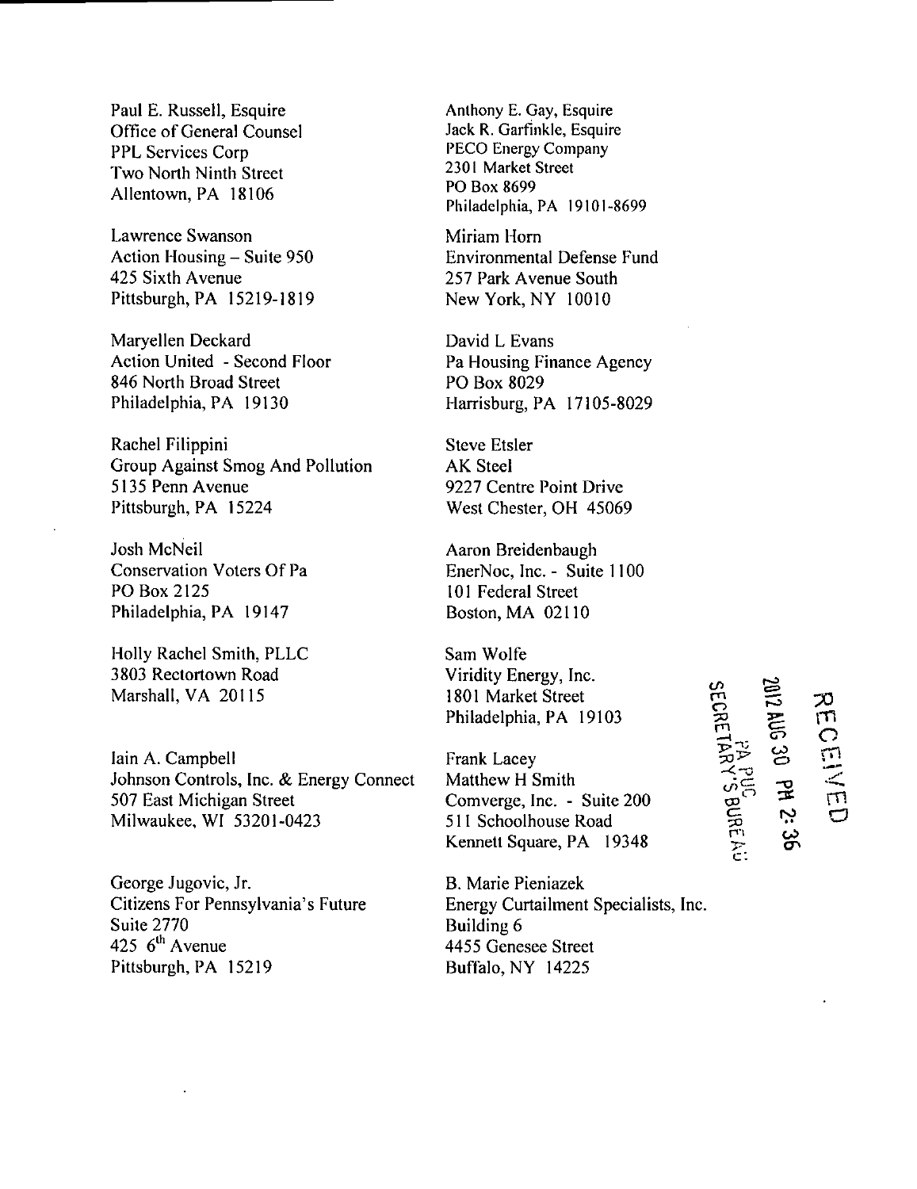Paul E. Russell, Esquire
Office of General Counsel
PPL Services Corp
Two North Ninth Street
Allentown, PA 18106

Lawrence Swanson
Action Housing – Suite 950
425 Sixth Avenue
Pittsburgh, PA 15219-1819

Maryellen Deckard
Action United - Second Floor
846 North Broad Street
Philadelphia, PA 19130

Rachel Filippini
Group Against Smog And Pollution
5135 Penn Avenue
Pittsburgh, PA 15224

Josh McNeil
Conservation Voters Of Pa
PO Box 2125
Philadelphia, PA 19147

Holly Rachel Smith, PLLC
3803 Rectortown Road
Marshall, VA 20115

Iain A. Campbell
Johnson Controls, Inc. & Energy Connect
507 East Michigan Street
Milwaukee, WI 53201-0423

George Jugovic, Jr.
Citizens For Pennsylvania's Future
Suite 2770
425 6th Avenue
Pittsburgh, PA 15219

Anthony E. Gay, Esquire
Jack R. Garfinkle, Esquire
PECO Energy Company
2301 Market Street
PO Box 8699
Philadelphia, PA 19101-8699

Miriam Horn
Environmental Defense Fund
257 Park Avenue South
New York, NY 10010

David L Evans
Pa Housing Finance Agency
PO Box 8029
Harrisburg, PA 17105-8029

Steve Etsler
AK Steel
9227 Centre Point Drive
West Chester, OH 45069

Aaron Breidenbaugh
EnerNoc, Inc. - Suite 1100
101 Federal Street
Boston, MA 02110

Sam Wolfe
Viridity Energy, Inc.
1801 Market Street
Philadelphia, PA 19103

Frank Lacey
Matthew H Smith
Comverge, Inc. - Suite 200
511 Schoolhouse Road
Kennett Square, PA 19348

B. Marie Pieniazek
Energy Curtailment Specialists, Inc.
Building 6
4455 Genesee Street
Buffalo, NY 14225

RECEIVED
2012 AUG 30 PM 2:36
PA PUC
SECRETARY'S BUREAU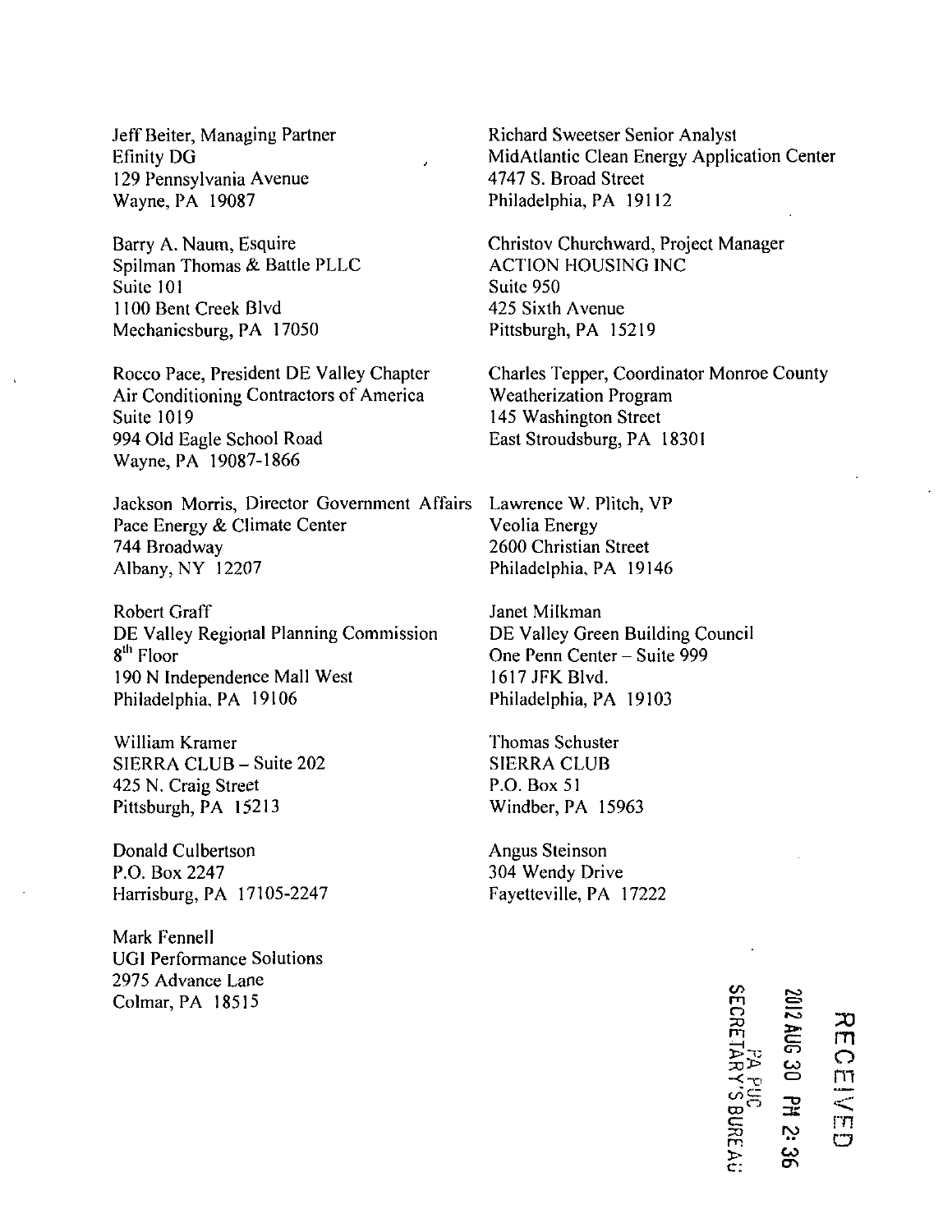Jeff Beiter, Managing Partner
Efinity DG
129 Pennsylvania Avenue
Wayne, PA 19087

Richard Sweetser Senior Analyst
MidAtlantic Clean Energy Application Center
4747 S. Broad Street
Philadelphia, PA 19112

Barry A. Naum, Esquire
Spilman Thomas & Battle PLLC
Suite 101
1100 Bent Creek Blvd
Mechanicsburg, PA 17050

Christov Churchward, Project Manager
ACTION HOUSING INC
Suite 950
425 Sixth Avenue
Pittsburgh, PA 15219

Rocco Pace, President DE Valley Chapter
Air Conditioning Contractors of America
Suite 1019
994 Old Eagle School Road
Wayne, PA 19087-1866

Charles Tepper, Coordinator Monroe County
Weatherization Program
145 Washington Street
East Stroudsburg, PA 18301

Jackson Morris, Director Government Affairs
Pace Energy & Climate Center
744 Broadway
Albany, NY 12207

Lawrence W. Plitch, VP
Veolia Energy
2600 Christian Street
Philadelphia, PA 19146

Robert Graff
DE Valley Regional Planning Commission
8th Floor
190 N Independence Mall West
Philadelphia, PA 19106

Janet Milkman
DE Valley Green Building Council
One Penn Center – Suite 999
1617 JFK Blvd.
Philadelphia, PA 19103

William Kramer
SIERRA CLUB – Suite 202
425 N. Craig Street
Pittsburgh, PA 15213

Thomas Schuster
SIERRA CLUB
P.O. Box 51
Windber, PA 15963

Donald Culbertson
P.O. Box 2247
Harrisburg, PA 17105-2247

Angus Steinson
304 Wendy Drive
Fayetteville, PA 17222

Mark Fennell
UGI Performance Solutions
2975 Advance Lane
Colmar, PA 18515

RECEIVED
2012 AUG 30 PM 2:36
PA PUC
SECRETARY'S BUREAU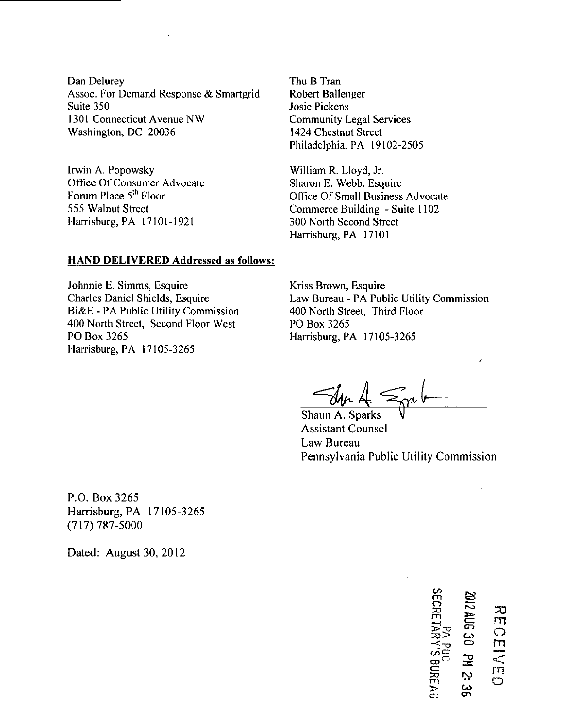Dan Delurey
Assoc. For Demand Response & Smartgrid
Suite 350
1301 Connecticut Avenue NW
Washington, DC 20036

Thu B Tran
Robert Ballenger
Josie Pickens
Community Legal Services
1424 Chestnut Street
Philadelphia, PA 19102-2505

Irwin A. Popowsky
Office Of Consumer Advocate
Forum Place 5th Floor
555 Walnut Street
Harrisburg, PA 17101-1921

William R. Lloyd, Jr.
Sharon E. Webb, Esquire
Office Of Small Business Advocate
Commerce Building - Suite 1102
300 North Second Street
Harrisburg, PA 17101

**HAND DELIVERED Addressed as follows:**

Johnnie E. Simms, Esquire
Charles Daniel Shields, Esquire
Bi&E - PA Public Utility Commission
400 North Street, Second Floor West
PO Box 3265
Harrisburg, PA 17105-3265

Kriss Brown, Esquire
Law Bureau - PA Public Utility Commission
400 North Street, Third Floor
PO Box 3265
Harrisburg, PA 17105-3265

Shaun A. Sparks
Assistant Counsel
Law Bureau
Pennsylvania Public Utility Commission

P.O. Box 3265
Harrisburg, PA 17105-3265
(717) 787-5000

Dated: August 30, 2012

RECEIVED
2012 AUG 30 PM 2:36
PA PUC
SECRETARY'S BUREAU